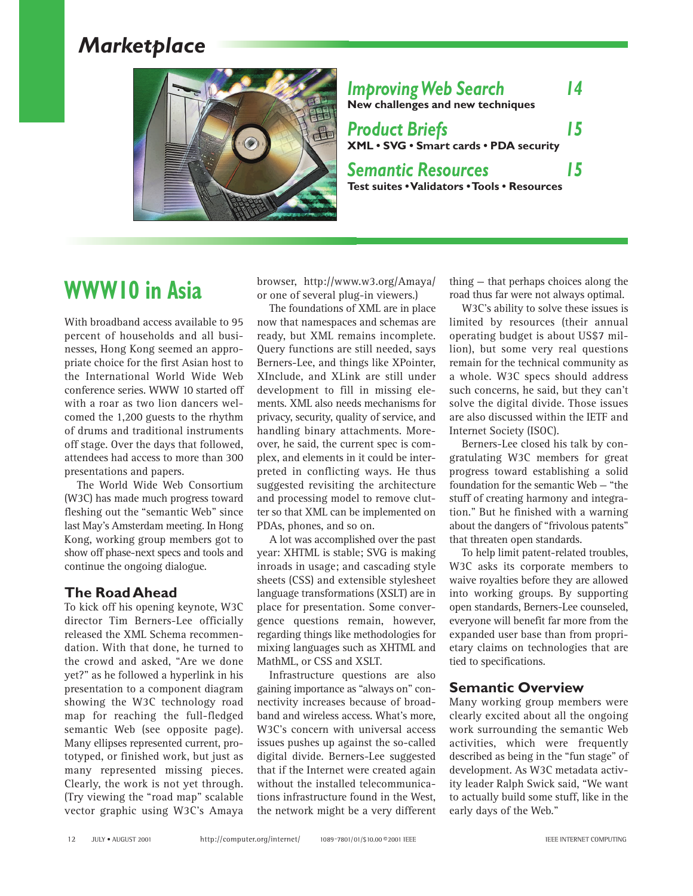# Marketplace

**Improving Web Search** 14
New challenges and new techniques

**Product Briefs** 15
XML • SVG • Smart cards • PDA security

**Semantic Resources** 15
Test suites • Validators • Tools • Resources

## WWW10 in Asia

With broadband access available to 95 percent of households and all businesses, Hong Kong seemed an appropriate choice for the first Asian host to the International World Wide Web conference series. WWW 10 started off with a roar as two lion dancers welcomed the 1,200 guests to the rhythm of drums and traditional instruments off stage. Over the days that followed, attendees had access to more than 300 presentations and papers.

The World Wide Web Consortium (W3C) has made much progress toward fleshing out the "semantic Web" since last May's Amsterdam meeting. In Hong Kong, working group members got to show off phase-next specs and tools and continue the ongoing dialogue.

### The Road Ahead

To kick off his opening keynote, W3C director Tim Berners-Lee officially released the XML Schema recommendation. With that done, he turned to the crowd and asked, "Are we done yet?" as he followed a hyperlink in his presentation to a component diagram showing the W3C technology road map for reaching the full-fledged semantic Web (see opposite page). Many ellipses represented current, prototyped, or finished work, but just as many represented missing pieces. Clearly, the work is not yet through. (Try viewing the "road map" scalable vector graphic using W3C's Amaya browser, http://www.w3.org/Amaya/ or one of several plug-in viewers.)

The foundations of XML are in place now that namespaces and schemas are ready, but XML remains incomplete. Query functions are still needed, says Berners-Lee, and things like XPointer, XInclude, and XLink are still under development to fill in missing elements. XML also needs mechanisms for privacy, security, quality of service, and handling binary attachments. Moreover, he said, the current spec is complex, and elements in it could be interpreted in conflicting ways. He thus suggested revisiting the architecture and processing model to remove clutter so that XML can be implemented on PDAs, phones, and so on.

A lot was accomplished over the past year: XHTML is stable; SVG is making inroads in usage; and cascading style sheets (CSS) and extensible stylesheet language transformations (XSLT) are in place for presentation. Some convergence questions remain, however, regarding things like methodologies for mixing languages such as XHTML and MathML, or CSS and XSLT.

Infrastructure questions are also gaining importance as "always on" connectivity increases because of broadband and wireless access. What's more, W3C's concern with universal access issues pushes up against the so-called digital divide. Berners-Lee suggested that if the Internet were created again without the installed telecommunications infrastructure found in the West, the network might be a very different thing – that perhaps choices along the road thus far were not always optimal.

W3C's ability to solve these issues is limited by resources (their annual operating budget is about US$7 million), but some very real questions remain for the technical community as a whole. W3C specs should address such concerns, he said, but they can't solve the digital divide. Those issues are also discussed within the IETF and Internet Society (ISOC).

Berners-Lee closed his talk by congratulating W3C members for great progress toward establishing a solid foundation for the semantic Web – "the stuff of creating harmony and integration." But he finished with a warning about the dangers of "frivolous patents" that threaten open standards.

To help limit patent-related troubles, W3C asks its corporate members to waive royalties before they are allowed into working groups. By supporting open standards, Berners-Lee counseled, everyone will benefit far more from the expanded user base than from proprietary claims on technologies that are tied to specifications.

### Semantic Overview

Many working group members were clearly excited about all the ongoing work surrounding the semantic Web activities, which were frequently described as being in the "fun stage" of development. As W3C metadata activity leader Ralph Swick said, "We want to actually build some stuff, like in the early days of the Web."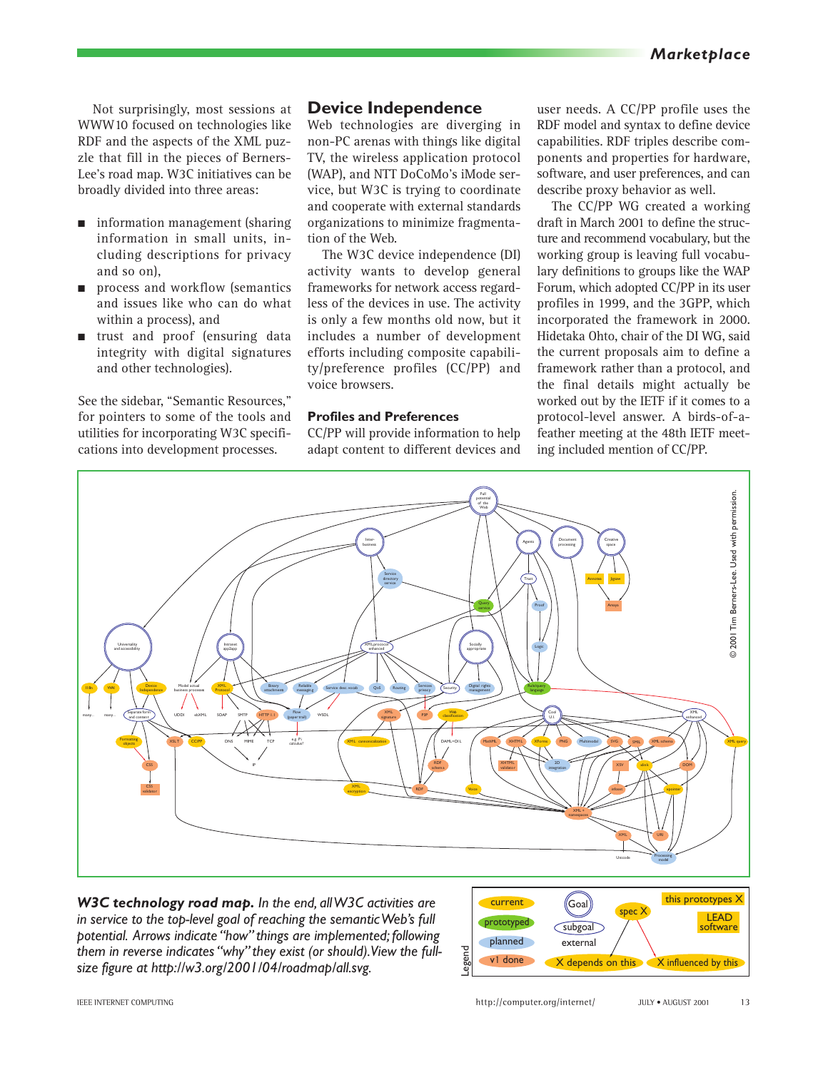Not surprisingly, most sessions at WWW10 focused on technologies like RDF and the aspects of the XML puzzle that fill in the pieces of Berners-Lee's road map. W3C initiatives can be broadly divided into three areas:

- information management (sharing information in small units, including descriptions for privacy and so on),
- process and workflow (semantics and issues like who can do what within a process), and
- trust and proof (ensuring data integrity with digital signatures and other technologies).

See the sidebar, "Semantic Resources," for pointers to some of the tools and utilities for incorporating W3C specifications into development processes.

## Device Independence

Web technologies are diverging in non-PC arenas with things like digital TV, the wireless application protocol (WAP), and NTT DoCoMo's iMode service, but W3C is trying to coordinate and cooperate with external standards organizations to minimize fragmentation of the Web.

The W3C device independence (DI) activity wants to develop general frameworks for network access regardless of the devices in use. The activity is only a few months old now, but it includes a number of development efforts including composite capability/preference profiles (CC/PP) and voice browsers.

### Profiles and Preferences

CC/PP will provide information to help adapt content to different devices and user needs. A CC/PP profile uses the RDF model and syntax to define device capabilities. RDF triples describe components and properties for hardware, software, and user preferences, and can describe proxy behavior as well.

The CC/PP WG created a working draft in March 2001 to define the structure and recommend vocabulary, but the working group is leaving full vocabulary definitions to groups like the WAP Forum, which adopted CC/PP in its user profiles in 1999, and the 3GPP, which incorporated the framework in 2000. Hidetaka Ohto, chair of the DI WG, said the current proposals aim to define a framework rather than a protocol, and the final details might actually be worked out by the IETF if it comes to a protocol-level answer. A birds-of-a-feather meeting at the 48th IETF meeting included mention of CC/PP.

© 2001 Tim Berners-Lee. Used with permission.

| Legend | | | |
|---|---|---|---|
| current | Goal | spec X | this prototypes X |
| prototyped | subgoal | | LEAD software |
| planned | external | | |
| v1 done | X depends on this | | X influenced by this |

***W3C technology road map.*** *In the end, all W3C activities are in service to the top-level goal of reaching the semantic Web's full potential. Arrows indicate "how" things are implemented; following them in reverse indicates "why" they exist (or should). View the full-size figure at http://w3.org/2001/04/roadmap/all.svg.*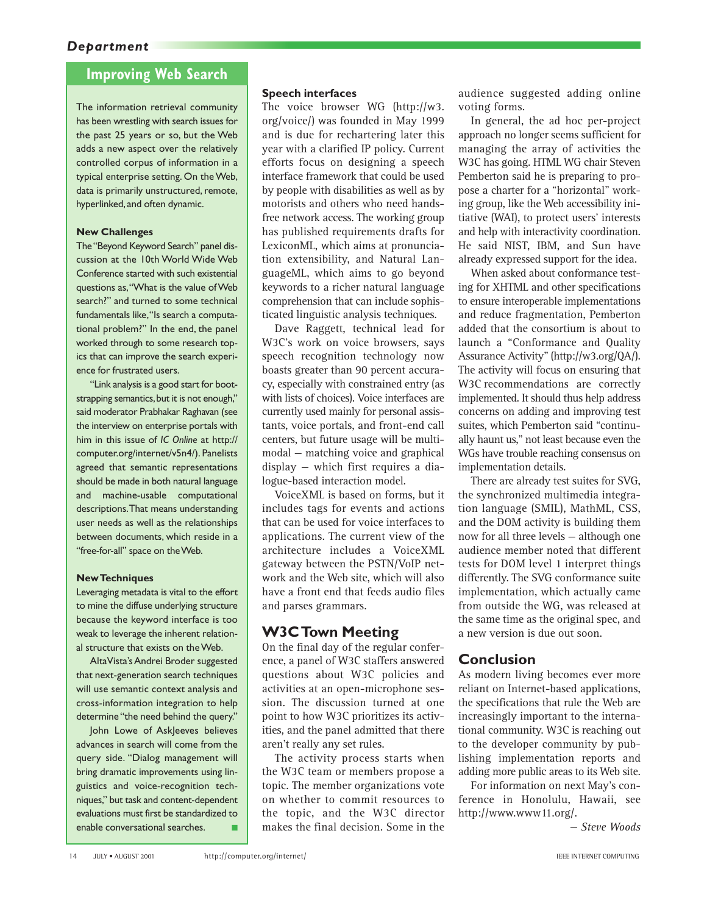## Improving Web Search

The information retrieval community has been wrestling with search issues for the past 25 years or so, but the Web adds a new aspect over the relatively controlled corpus of information in a typical enterprise setting. On the Web, data is primarily unstructured, remote, hyperlinked, and often dynamic.

### New Challenges

The "Beyond Keyword Search" panel discussion at the 10th World Wide Web Conference started with such existential questions as, "What is the value of Web search?" and turned to some technical fundamentals like, "Is search a computational problem?" In the end, the panel worked through to some research topics that can improve the search experience for frustrated users.

"Link analysis is a good start for bootstrapping semantics, but it is not enough," said moderator Prabhakar Raghavan (see the interview on enterprise portals with him in this issue of *IC Online* at http://computer.org/internet/v5n4/). Panelists agreed that semantic representations should be made in both natural language and machine-usable computational descriptions. That means understanding user needs as well as the relationships between documents, which reside in a "free-for-all" space on the Web.

### New Techniques

Leveraging metadata is vital to the effort to mine the diffuse underlying structure because the keyword interface is too weak to leverage the inherent relational structure that exists on the Web.

AltaVista's Andrei Broder suggested that next-generation search techniques will use semantic context analysis and cross-information integration to help determine "the need behind the query."

John Lowe of AskJeeves believes advances in search will come from the query side. "Dialog management will bring dramatic improvements using linguistics and voice-recognition techniques," but task and content-dependent evaluations must first be standardized to enable conversational searches. ■

### Speech interfaces

The voice browser WG (http://w3.org/voice/) was founded in May 1999 and is due for rechartering later this year with a clarified IP policy. Current efforts focus on designing a speech interface framework that could be used by people with disabilities as well as by motorists and others who need hands-free network access. The working group has published requirements drafts for LexiconML, which aims at pronunciation extensibility, and Natural LanguageML, which aims to go beyond keywords to a richer natural language comprehension that can include sophisticated linguistic analysis techniques.

Dave Raggett, technical lead for W3C's work on voice browsers, says speech recognition technology now boasts greater than 90 percent accuracy, especially with constrained entry (as with lists of choices). Voice interfaces are currently used mainly for personal assistants, voice portals, and front-end call centers, but future usage will be multimodal — matching voice and graphical display — which first requires a dialogue-based interaction model.

VoiceXML is based on forms, but it includes tags for events and actions that can be used for voice interfaces to applications. The current view of the architecture includes a VoiceXML gateway between the PSTN/VoIP network and the Web site, which will also have a front end that feeds audio files and parses grammars.

## W3C Town Meeting

On the final day of the regular conference, a panel of W3C staffers answered questions about W3C policies and activities at an open-microphone session. The discussion turned at one point to how W3C prioritizes its activities, and the panel admitted that there aren't really any set rules.

The activity process starts when the W3C team or members propose a topic. The member organizations vote on whether to commit resources to the topic, and the W3C director makes the final decision. Some in the audience suggested adding online voting forms.

In general, the ad hoc per-project approach no longer seems sufficient for managing the array of activities the W3C has going. HTML WG chair Steven Pemberton said he is preparing to propose a charter for a "horizontal" working group, like the Web accessibility initiative (WAI), to protect users' interests and help with interactivity coordination. He said NIST, IBM, and Sun have already expressed support for the idea.

When asked about conformance testing for XHTML and other specifications to ensure interoperable implementations and reduce fragmentation, Pemberton added that the consortium is about to launch a "Conformance and Quality Assurance Activity" (http://w3.org/QA/). The activity will focus on ensuring that W3C recommendations are correctly implemented. It should thus help address concerns on adding and improving test suites, which Pemberton said "continually haunt us," not least because even the WGs have trouble reaching consensus on implementation details.

There are already test suites for SVG, the synchronized multimedia integration language (SMIL), MathML, CSS, and the DOM activity is building them now for all three levels — although one audience member noted that different tests for DOM level 1 interpret things differently. The SVG conformance suite implementation, which actually came from outside the WG, was released at the same time as the original spec, and a new version is due out soon.

## Conclusion

As modern living becomes ever more reliant on Internet-based applications, the specifications that rule the Web are increasingly important to the international community. W3C is reaching out to the developer community by publishing implementation reports and adding more public areas to its Web site.

For information on next May's conference in Honolulu, Hawaii, see http://www.www11.org/.

*— Steve Woods*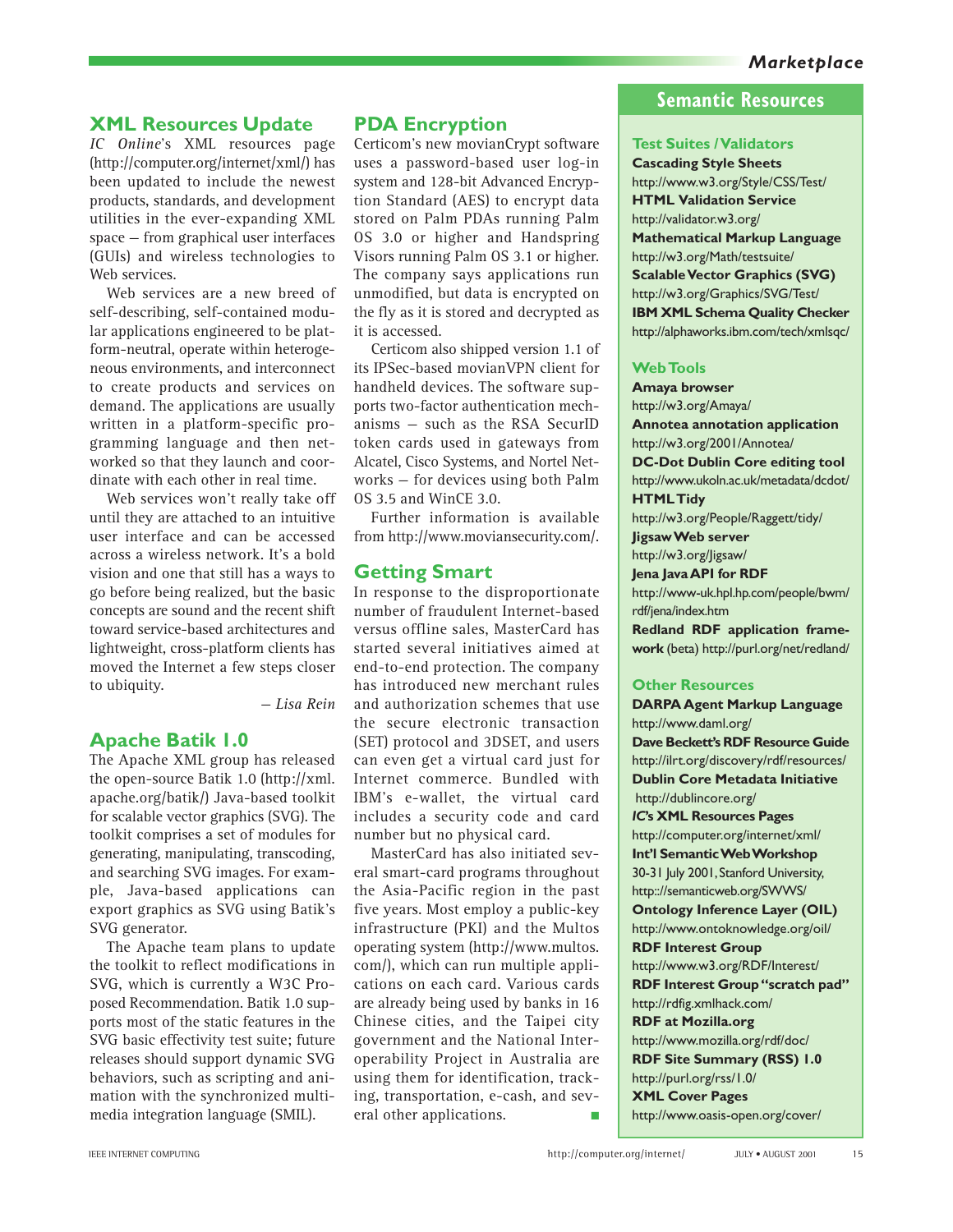## XML Resources Update

*IC Online*'s XML resources page (http://computer.org/internet/xml/) has been updated to include the newest products, standards, and development utilities in the ever-expanding XML space — from graphical user interfaces (GUIs) and wireless technologies to Web services.

Web services are a new breed of self-describing, self-contained modular applications engineered to be platform-neutral, operate within heterogeneous environments, and interconnect to create products and services on demand. The applications are usually written in a platform-specific programming language and then networked so that they launch and coordinate with each other in real time.

Web services won't really take off until they are attached to an intuitive user interface and can be accessed across a wireless network. It's a bold vision and one that still has a ways to go before being realized, but the basic concepts are sound and the recent shift toward service-based architectures and lightweight, cross-platform clients has moved the Internet a few steps closer to ubiquity.

*— Lisa Rein*

## Apache Batik 1.0

The Apache XML group has released the open-source Batik 1.0 (http://xml.apache.org/batik/) Java-based toolkit for scalable vector graphics (SVG). The toolkit comprises a set of modules for generating, manipulating, transcoding, and searching SVG images. For example, Java-based applications can export graphics as SVG using Batik's SVG generator.

The Apache team plans to update the toolkit to reflect modifications in SVG, which is currently a W3C Proposed Recommendation. Batik 1.0 supports most of the static features in the SVG basic effectivity test suite; future releases should support dynamic SVG behaviors, such as scripting and animation with the synchronized multimedia integration language (SMIL).

## PDA Encryption

Certicom's new movianCrypt software uses a password-based user log-in system and 128-bit Advanced Encryption Standard (AES) to encrypt data stored on Palm PDAs running Palm OS 3.0 or higher and Handspring Visors running Palm OS 3.1 or higher. The company says applications run unmodified, but data is encrypted on the fly as it is stored and decrypted as it is accessed.

Certicom also shipped version 1.1 of its IPSec-based movianVPN client for handheld devices. The software supports two-factor authentication mechanisms — such as the RSA SecurID token cards used in gateways from Alcatel, Cisco Systems, and Nortel Networks — for devices using both Palm OS 3.5 and WinCE 3.0.

Further information is available from http://www.moviansecurity.com/.

## Getting Smart

In response to the disproportionate number of fraudulent Internet-based versus offline sales, MasterCard has started several initiatives aimed at end-to-end protection. The company has introduced new merchant rules and authorization schemes that use the secure electronic transaction (SET) protocol and 3DSET, and users can even get a virtual card just for Internet commerce. Bundled with IBM's e-wallet, the virtual card includes a security code and card number but no physical card.

MasterCard has also initiated several smart-card programs throughout the Asia-Pacific region in the past five years. Most employ a public-key infrastructure (PKI) and the Multos operating system (http://www.multos.com/), which can run multiple applications on each card. Various cards are already being used by banks in 16 Chinese cities, and the Taipei city government and the National Interoperability Project in Australia are using them for identification, tracking, transportation, e-cash, and several other applications.

## Semantic Resources

### Test Suites / Validators

**Cascading Style Sheets**
http://www.w3.org/Style/CSS/Test/

**HTML Validation Service**
http://validator.w3.org/

**Mathematical Markup Language**
http://w3.org/Math/testsuite/

**Scalable Vector Graphics (SVG)**
http://w3.org/Graphics/SVG/Test/

**IBM XML Schema Quality Checker**
http://alphaworks.ibm.com/tech/xmlsqc/

### Web Tools

**Amaya browser**
http://w3.org/Amaya/

**Annotea annotation application**
http://w3.org/2001/Annotea/

**DC-Dot Dublin Core editing tool**
http://www.ukoln.ac.uk/metadata/dcdot/

**HTML Tidy**
http://w3.org/People/Raggett/tidy/

**Jigsaw Web server**
http://w3.org/Jigsaw/

**Jena Java API for RDF**
http://www-uk.hpl.hp.com/people/bwm/rdf/jena/index.htm

**Redland RDF application framework** (beta) http://purl.org/net/redland/

### Other Resources

**DARPA Agent Markup Language**
http://www.daml.org/

**Dave Beckett's RDF Resource Guide**
http://ilrt.org/discovery/rdf/resources/

**Dublin Core Metadata Initiative**
http://dublincore.org/

***IC*'s XML Resources Pages**
http://computer.org/internet/xml/

**Int'l Semantic Web Workshop**
30-31 July 2001, Stanford University,
http:://semanticweb.org/SWWS/

**Ontology Inference Layer (OIL)**
http://www.ontoknowledge.org/oil/

**RDF Interest Group**
http://www.w3.org/RDF/Interest/

**RDF Interest Group "scratch pad"**
http://rdfig.xmlhack.com/

**RDF at Mozilla.org**
http://www.mozilla.org/rdf/doc/

**RDF Site Summary (RSS) 1.0**
http://purl.org/rss/1.0/

**XML Cover Pages**
http://www.oasis-open.org/cover/